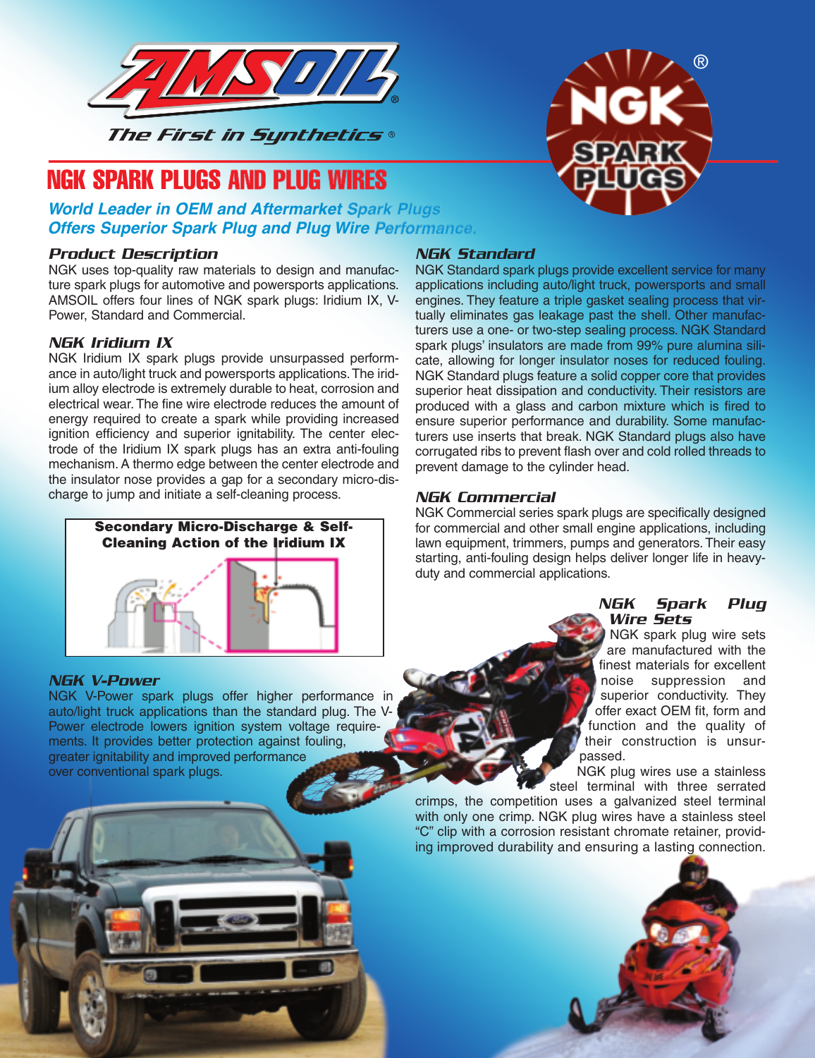AMSOIL

*The First in Synthetics®*

# NGK SPARK PLUGS AND PLUG WIRES

***World Leader in OEM and Aftermarket Spark Plugs Offers Superior Spark Plug and Plug Wire Performance.***

## *Product Description*

NGK uses top-quality raw materials to design and manufacture spark plugs for automotive and powersports applications. AMSOIL offers four lines of NGK spark plugs: Iridium IX, V-Power, Standard and Commercial.

## *NGK Iridium IX*

NGK Iridium IX spark plugs provide unsurpassed performance in auto/light truck and powersports applications. The iridium alloy electrode is extremely durable to heat, corrosion and electrical wear. The fine wire electrode reduces the amount of energy required to create a spark while providing increased ignition efficiency and superior ignitability. The center electrode of the Iridium IX spark plugs has an extra anti-fouling mechanism. A thermo edge between the center electrode and the insulator nose provides a gap for a secondary micro-discharge to jump and initiate a self-cleaning process.

**Secondary Micro-Discharge & Self-Cleaning Action of the Iridium IX**

## *NGK V-Power*

NGK V-Power spark plugs offer higher performance in auto/light truck applications than the standard plug. The V-Power electrode lowers ignition system voltage requirements. It provides better protection against fouling, greater ignitability and improved performance over conventional spark plugs.

## *NGK Standard*

NGK Standard spark plugs provide excellent service for many applications including auto/light truck, powersports and small engines. They feature a triple gasket sealing process that virtually eliminates gas leakage past the shell. Other manufacturers use a one- or two-step sealing process. NGK Standard spark plugs' insulators are made from 99% pure alumina silicate, allowing for longer insulator noses for reduced fouling. NGK Standard plugs feature a solid copper core that provides superior heat dissipation and conductivity. Their resistors are produced with a glass and carbon mixture which is fired to ensure superior performance and durability. Some manufacturers use inserts that break. NGK Standard plugs also have corrugated ribs to prevent flash over and cold rolled threads to prevent damage to the cylinder head.

## *NGK Commercial*

NGK Commercial series spark plugs are specifically designed for commercial and other small engine applications, including lawn equipment, trimmers, pumps and generators. Their easy starting, anti-fouling design helps deliver longer life in heavy-duty and commercial applications.

## *NGK Spark Plug Wire Sets*

NGK spark plug wire sets are manufactured with the finest materials for excellent noise suppression and superior conductivity. They offer exact OEM fit, form and function and the quality of their construction is unsurpassed.

NGK plug wires use a stainless steel terminal with three serrated crimps, the competition uses a galvanized steel terminal with only one crimp. NGK plug wires have a stainless steel "C" clip with a corrosion resistant chromate retainer, providing improved durability and ensuring a lasting connection.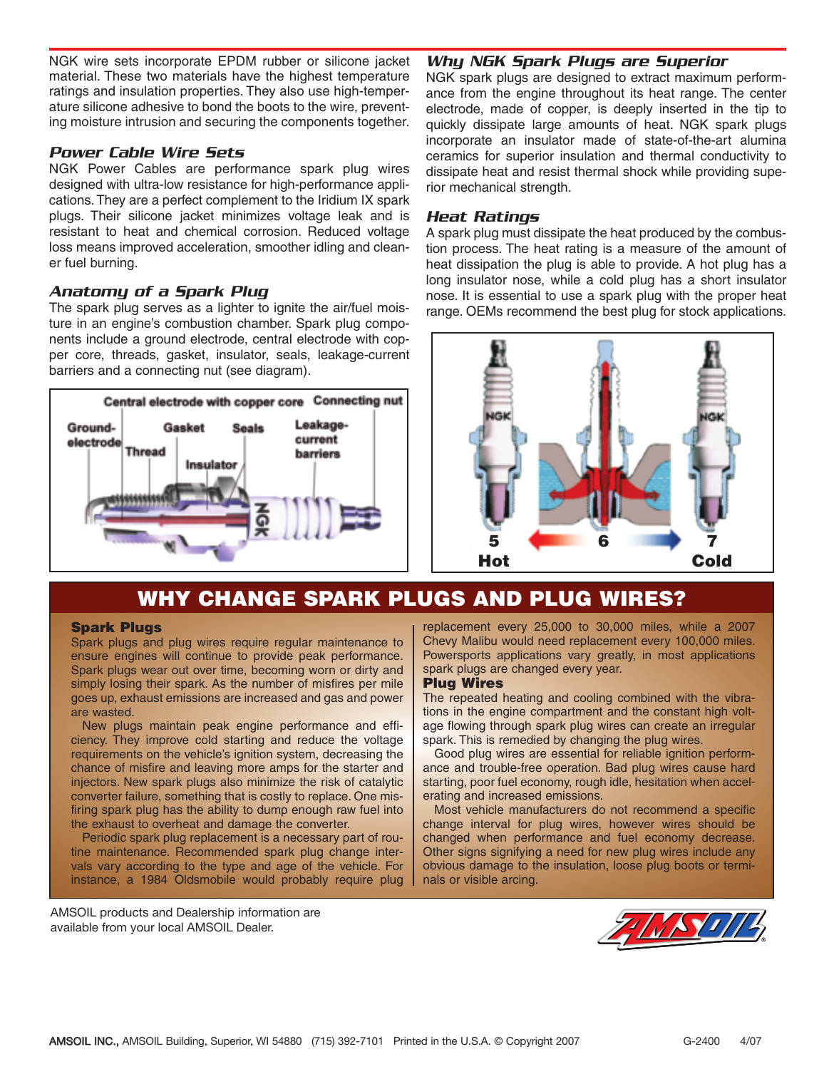NGK wire sets incorporate EPDM rubber or silicone jacket material. These two materials have the highest temperature ratings and insulation properties. They also use high-temperature silicone adhesive to bond the boots to the wire, preventing moisture intrusion and securing the components together.

### *Power Cable Wire Sets*

NGK Power Cables are performance spark plug wires designed with ultra-low resistance for high-performance applications. They are a perfect complement to the Iridium IX spark plugs. Their silicone jacket minimizes voltage leak and is resistant to heat and chemical corrosion. Reduced voltage loss means improved acceleration, smoother idling and cleaner fuel burning.

### *Anatomy of a Spark Plug*

The spark plug serves as a lighter to ignite the air/fuel moisture in an engine's combustion chamber. Spark plug components include a ground electrode, central electrode with copper core, threads, gasket, insulator, seals, leakage-current barriers and a connecting nut (see diagram).

Central electrode with copper core
Connecting nut
Ground-electrode
Gasket
Seals
Leakage-current barriers
Thread
Insulator

### *Why NGK Spark Plugs are Superior*

NGK spark plugs are designed to extract maximum performance from the engine throughout its heat range. The center electrode, made of copper, is deeply inserted in the tip to quickly dissipate large amounts of heat. NGK spark plugs incorporate an insulator made of state-of-the-art alumina ceramics for superior insulation and thermal conductivity to dissipate heat and resist thermal shock while providing superior mechanical strength.

### *Heat Ratings*

A spark plug must dissipate the heat produced by the combustion process. The heat rating is a measure of the amount of heat dissipation the plug is able to provide. A hot plug has a long insulator nose, while a cold plug has a short insulator nose. It is essential to use a spark plug with the proper heat range. OEMs recommend the best plug for stock applications.

5
Hot
6
7
Cold

## WHY CHANGE SPARK PLUGS AND PLUG WIRES?

**Spark Plugs**

Spark plugs and plug wires require regular maintenance to ensure engines will continue to provide peak performance. Spark plugs wear out over time, becoming worn or dirty and simply losing their spark. As the number of misfires per mile goes up, exhaust emissions are increased and gas and power are wasted.

New plugs maintain peak engine performance and efficiency. They improve cold starting and reduce the voltage requirements on the vehicle's ignition system, decreasing the chance of misfire and leaving more amps for the starter and injectors. New spark plugs also minimize the risk of catalytic converter failure, something that is costly to replace. One misfiring spark plug has the ability to dump enough raw fuel into the exhaust to overheat and damage the converter.

Periodic spark plug replacement is a necessary part of routine maintenance. Recommended spark plug change intervals vary according to the type and age of the vehicle. For instance, a 1984 Oldsmobile would probably require plug replacement every 25,000 to 30,000 miles, while a 2007 Chevy Malibu would need replacement every 100,000 miles. Powersports applications vary greatly, in most applications spark plugs are changed every year.

**Plug Wires**

The repeated heating and cooling combined with the vibrations in the engine compartment and the constant high voltage flowing through spark plug wires can create an irregular spark. This is remedied by changing the plug wires.

Good plug wires are essential for reliable ignition performance and trouble-free operation. Bad plug wires cause hard starting, poor fuel economy, rough idle, hesitation when accelerating and increased emissions.

Most vehicle manufacturers do not recommend a specific change interval for plug wires, however wires should be changed when performance and fuel economy decrease. Other signs signifying a need for new plug wires include any obvious damage to the insulation, loose plug boots or terminals or visible arcing.

AMSOIL products and Dealership information are available from your local AMSOIL Dealer.

**AMSOIL INC.,** AMSOIL Building, Superior, WI 54880 (715) 392-7101 Printed in the U.S.A. © Copyright 2007 G-2400 4/07